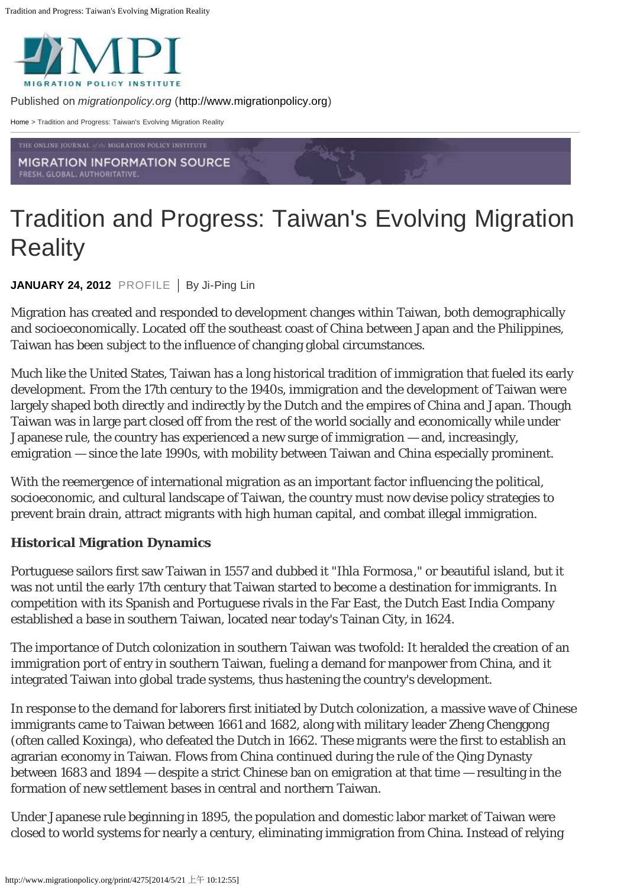Published on *migrationpolicy.org* (http://www.migrationpolicy.org)

Home > Tradition and Progress: Taiwan's Evolving Migration Reality

# Tradition and Progress: Taiwan's Evolving Migration Reality

**JANUARY 24, 2012** PROFILE | By Ji-Ping Lin

Migration has created and responded to development changes within Taiwan, both demographically and socioeconomically. Located off the southeast coast of China between Japan and the Philippines, Taiwan has been subject to the influence of changing global circumstances.

Much like the United States, Taiwan has a long historical tradition of immigration that fueled its early development. From the 17th century to the 1940s, immigration and the development of Taiwan were largely shaped both directly and indirectly by the Dutch and the empires of China and Japan. Though Taiwan was in large part closed off from the rest of the world socially and economically while under Japanese rule, the country has experienced a new surge of immigration — and, increasingly, emigration — since the late 1990s, with mobility between Taiwan and China especially prominent.

With the reemergence of international migration as an important factor influencing the political, socioeconomic, and cultural landscape of Taiwan, the country must now devise policy strategies to prevent brain drain, attract migrants with high human capital, and combat illegal immigration.

### Historical Migration Dynamics

Portuguese sailors first saw Taiwan in 1557 and dubbed it "Ihla Formosa," or beautiful island, but it was not until the early 17th century that Taiwan started to become a destination for immigrants. In competition with its Spanish and Portuguese rivals in the Far East, the Dutch East India Company established a base in southern Taiwan, located near today's Tainan City, in 1624.

The importance of Dutch colonization in southern Taiwan was twofold: It heralded the creation of an immigration port of entry in southern Taiwan, fueling a demand for manpower from China, and it integrated Taiwan into global trade systems, thus hastening the country's development.

In response to the demand for laborers first initiated by Dutch colonization, a massive wave of Chinese immigrants came to Taiwan between 1661 and 1682, along with military leader Zheng Chenggong (often called Koxinga), who defeated the Dutch in 1662. These migrants were the first to establish an agrarian economy in Taiwan. Flows from China continued during the rule of the Qing Dynasty between 1683 and 1894 — despite a strict Chinese ban on emigration at that time — resulting in the formation of new settlement bases in central and northern Taiwan.

Under Japanese rule beginning in 1895, the population and domestic labor market of Taiwan were closed to world systems for nearly a century, eliminating immigration from China. Instead of relying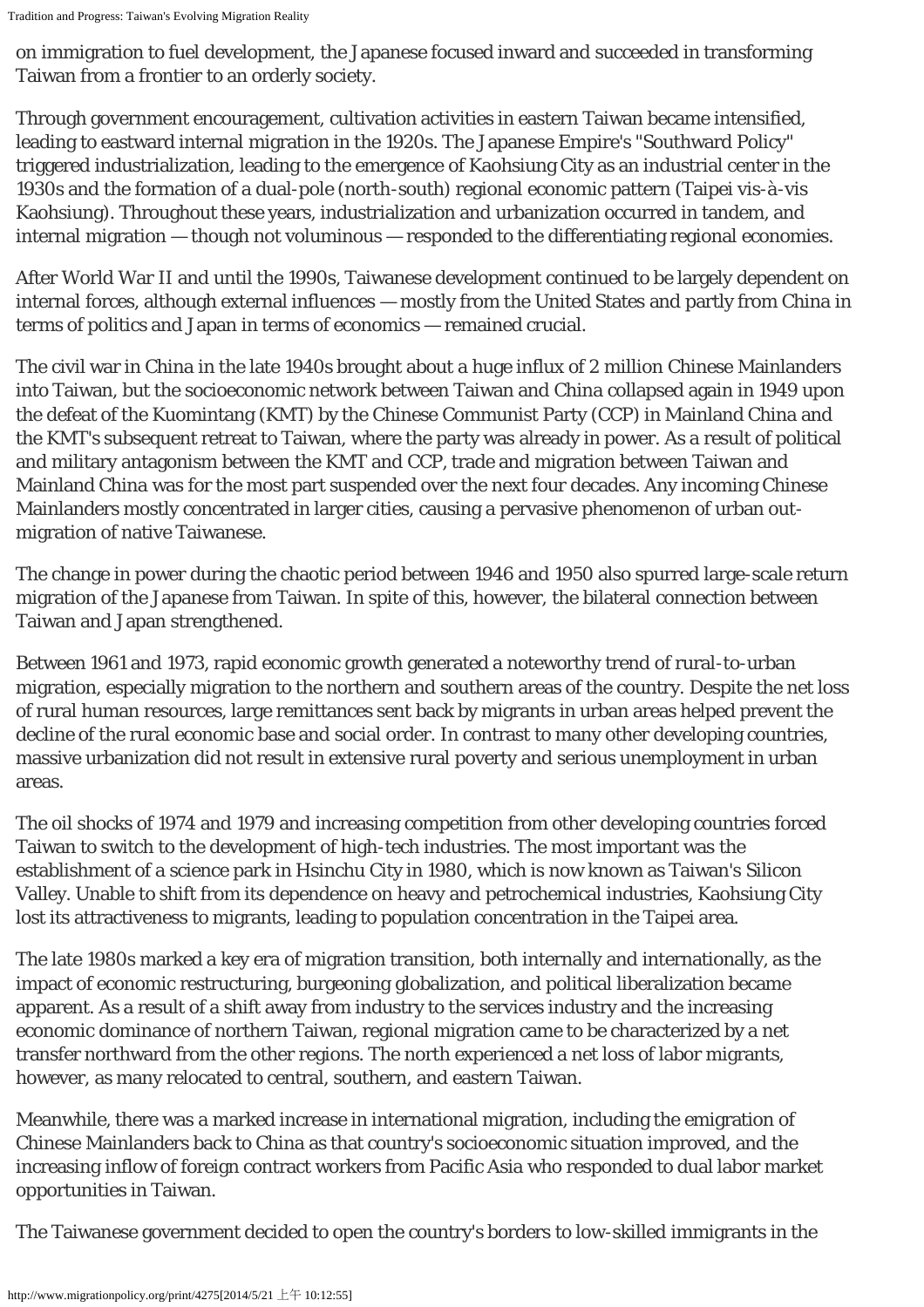on immigration to fuel development, the Japanese focused inward and succeeded in transforming Taiwan from a frontier to an orderly society.

Through government encouragement, cultivation activities in eastern Taiwan became intensified, leading to eastward internal migration in the 1920s. The Japanese Empire's "Southward Policy" triggered industrialization, leading to the emergence of Kaohsiung City as an industrial center in the 1930s and the formation of a dual-pole (north-south) regional economic pattern (Taipei vis-à-vis Kaohsiung). Throughout these years, industrialization and urbanization occurred in tandem, and internal migration — though not voluminous — responded to the differentiating regional economies.

After World War II and until the 1990s, Taiwanese development continued to be largely dependent on internal forces, although external influences — mostly from the United States and partly from China in terms of politics and Japan in terms of economics — remained crucial.

The civil war in China in the late 1940s brought about a huge influx of 2 million Chinese Mainlanders into Taiwan, but the socioeconomic network between Taiwan and China collapsed again in 1949 upon the defeat of the Kuomintang (KMT) by the Chinese Communist Party (CCP) in Mainland China and the KMT's subsequent retreat to Taiwan, where the party was already in power. As a result of political and military antagonism between the KMT and CCP, trade and migration between Taiwan and Mainland China was for the most part suspended over the next four decades. Any incoming Chinese Mainlanders mostly concentrated in larger cities, causing a pervasive phenomenon of urban out-migration of native Taiwanese.

The change in power during the chaotic period between 1946 and 1950 also spurred large-scale return migration of the Japanese from Taiwan. In spite of this, however, the bilateral connection between Taiwan and Japan strengthened.

Between 1961 and 1973, rapid economic growth generated a noteworthy trend of rural-to-urban migration, especially migration to the northern and southern areas of the country. Despite the net loss of rural human resources, large remittances sent back by migrants in urban areas helped prevent the decline of the rural economic base and social order. In contrast to many other developing countries, massive urbanization did not result in extensive rural poverty and serious unemployment in urban areas.

The oil shocks of 1974 and 1979 and increasing competition from other developing countries forced Taiwan to switch to the development of high-tech industries. The most important was the establishment of a science park in Hsinchu City in 1980, which is now known as Taiwan's Silicon Valley. Unable to shift from its dependence on heavy and petrochemical industries, Kaohsiung City lost its attractiveness to migrants, leading to population concentration in the Taipei area.

The late 1980s marked a key era of migration transition, both internally and internationally, as the impact of economic restructuring, burgeoning globalization, and political liberalization became apparent. As a result of a shift away from industry to the services industry and the increasing economic dominance of northern Taiwan, regional migration came to be characterized by a net transfer northward from the other regions. The north experienced a net loss of labor migrants, however, as many relocated to central, southern, and eastern Taiwan.

Meanwhile, there was a marked increase in international migration, including the emigration of Chinese Mainlanders back to China as that country's socioeconomic situation improved, and the increasing inflow of foreign contract workers from Pacific Asia who responded to dual labor market opportunities in Taiwan.

The Taiwanese government decided to open the country's borders to low-skilled immigrants in the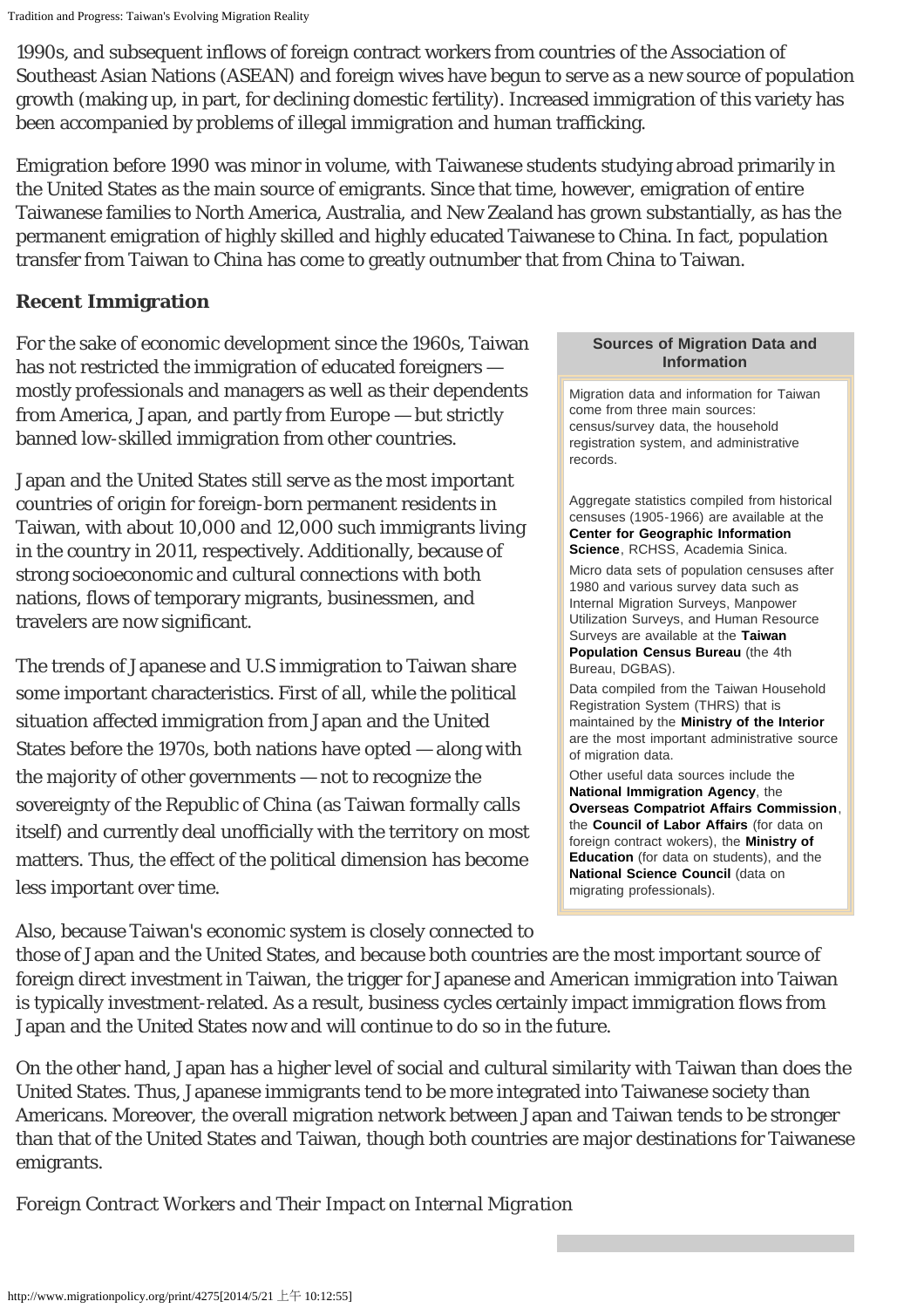1990s, and subsequent inflows of foreign contract workers from countries of the Association of Southeast Asian Nations (ASEAN) and foreign wives have begun to serve as a new source of population growth (making up, in part, for declining domestic fertility). Increased immigration of this variety has been accompanied by problems of illegal immigration and human trafficking.

Emigration before 1990 was minor in volume, with Taiwanese students studying abroad primarily in the United States as the main source of emigrants. Since that time, however, emigration of entire Taiwanese families to North America, Australia, and New Zealand has grown substantially, as has the permanent emigration of highly skilled and highly educated Taiwanese to China. In fact, population transfer from Taiwan to China has come to greatly outnumber that from China to Taiwan.

## Recent Immigration

For the sake of economic development since the 1960s, Taiwan has not restricted the immigration of educated foreigners — mostly professionals and managers as well as their dependents from America, Japan, and partly from Europe — but strictly banned low-skilled immigration from other countries.

Japan and the United States still serve as the most important countries of origin for foreign-born permanent residents in Taiwan, with about 10,000 and 12,000 such immigrants living in the country in 2011, respectively. Additionally, because of strong socioeconomic and cultural connections with both nations, flows of temporary migrants, businessmen, and travelers are now significant.

The trends of Japanese and U.S immigration to Taiwan share some important characteristics. First of all, while the political situation affected immigration from Japan and the United States before the 1970s, both nations have opted — along with the majority of other governments — not to recognize the sovereignty of the Republic of China (as Taiwan formally calls itself) and currently deal unofficially with the territory on most matters. Thus, the effect of the political dimension has become less important over time.

Also, because Taiwan's economic system is closely connected to those of Japan and the United States, and because both countries are the most important source of foreign direct investment in Taiwan, the trigger for Japanese and American immigration into Taiwan is typically investment-related. As a result, business cycles certainly impact immigration flows from Japan and the United States now and will continue to do so in the future.

On the other hand, Japan has a higher level of social and cultural similarity with Taiwan than does the United States. Thus, Japanese immigrants tend to be more integrated into Taiwanese society than Americans. Moreover, the overall migration network between Japan and Taiwan tends to be stronger than that of the United States and Taiwan, though both countries are major destinations for Taiwanese emigrants.

**Sources of Migration Data and Information**

Migration data and information for Taiwan come from three main sources: census/survey data, the household registration system, and administrative records.

Aggregate statistics compiled from historical censuses (1905-1966) are available at the **Center for Geographic Information Science**, RCHSS, Academia Sinica.

Micro data sets of population censuses after 1980 and various survey data such as Internal Migration Surveys, Manpower Utilization Surveys, and Human Resource Surveys are available at the **Taiwan Population Census Bureau** (the 4th Bureau, DGBAS).

Data compiled from the Taiwan Household Registration System (THRS) that is maintained by the **Ministry of the Interior** are the most important administrative source of migration data.

Other useful data sources include the **National Immigration Agency**, the **Overseas Compatriot Affairs Commission**, the **Council of Labor Affairs** (for data on foreign contract wokers), the **Ministry of Education** (for data on students), and the **National Science Council** (data on migrating professionals).

### *Foreign Contract Workers and Their Impact on Internal Migration*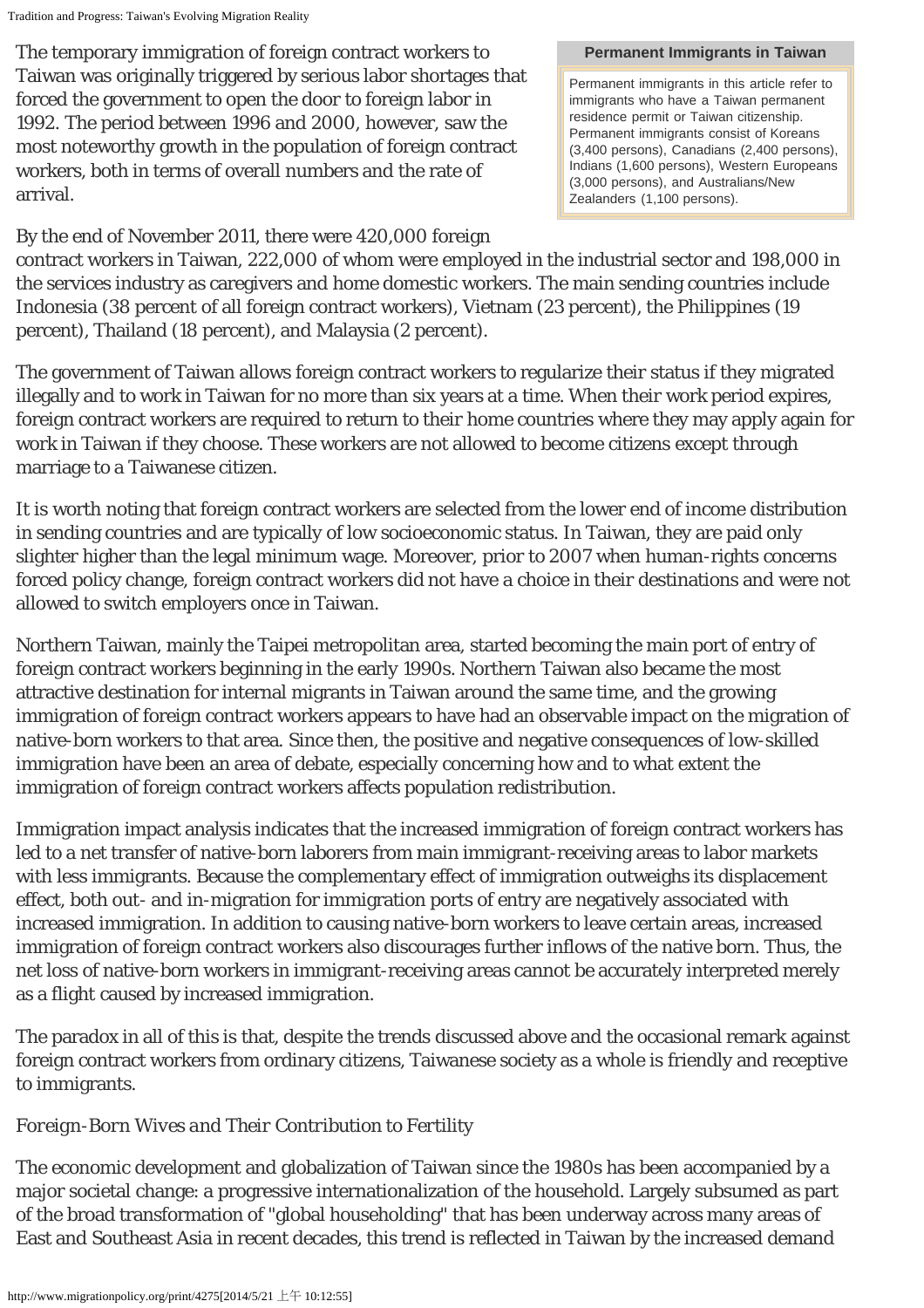The temporary immigration of foreign contract workers to Taiwan was originally triggered by serious labor shortages that forced the government to open the door to foreign labor in 1992. The period between 1996 and 2000, however, saw the most noteworthy growth in the population of foreign contract workers, both in terms of overall numbers and the rate of arrival.

> **Permanent Immigrants in Taiwan**
>
> Permanent immigrants in this article refer to immigrants who have a Taiwan permanent residence permit or Taiwan citizenship. Permanent immigrants consist of Koreans (3,400 persons), Canadians (2,400 persons), Indians (1,600 persons), Western Europeans (3,000 persons), and Australians/New Zealanders (1,100 persons).

By the end of November 2011, there were 420,000 foreign contract workers in Taiwan, 222,000 of whom were employed in the industrial sector and 198,000 in the services industry as caregivers and home domestic workers. The main sending countries include Indonesia (38 percent of all foreign contract workers), Vietnam (23 percent), the Philippines (19 percent), Thailand (18 percent), and Malaysia (2 percent).

The government of Taiwan allows foreign contract workers to regularize their status if they migrated illegally and to work in Taiwan for no more than six years at a time. When their work period expires, foreign contract workers are required to return to their home countries where they may apply again for work in Taiwan if they choose. These workers are not allowed to become citizens except through marriage to a Taiwanese citizen.

It is worth noting that foreign contract workers are selected from the lower end of income distribution in sending countries and are typically of low socioeconomic status. In Taiwan, they are paid only slighter higher than the legal minimum wage. Moreover, prior to 2007 when human-rights concerns forced policy change, foreign contract workers did not have a choice in their destinations and were not allowed to switch employers once in Taiwan.

Northern Taiwan, mainly the Taipei metropolitan area, started becoming the main port of entry of foreign contract workers beginning in the early 1990s. Northern Taiwan also became the most attractive destination for internal migrants in Taiwan around the same time, and the growing immigration of foreign contract workers appears to have had an observable impact on the migration of native-born workers to that area. Since then, the positive and negative consequences of low-skilled immigration have been an area of debate, especially concerning how and to what extent the immigration of foreign contract workers affects population redistribution.

Immigration impact analysis indicates that the increased immigration of foreign contract workers has led to a net transfer of native-born laborers from main immigrant-receiving areas to labor markets with less immigrants. Because the complementary effect of immigration outweighs its displacement effect, both out- and in-migration for immigration ports of entry are negatively associated with increased immigration. In addition to causing native-born workers to leave certain areas, increased immigration of foreign contract workers also discourages further inflows of the native born. Thus, the net loss of native-born workers in immigrant-receiving areas cannot be accurately interpreted merely as a flight caused by increased immigration.

The paradox in all of this is that, despite the trends discussed above and the occasional remark against foreign contract workers from ordinary citizens, Taiwanese society as a whole is friendly and receptive to immigrants.

### *Foreign-Born Wives and Their Contribution to Fertility*

The economic development and globalization of Taiwan since the 1980s has been accompanied by a major societal change: a progressive internationalization of the household. Largely subsumed as part of the broad transformation of "global householding" that has been underway across many areas of East and Southeast Asia in recent decades, this trend is reflected in Taiwan by the increased demand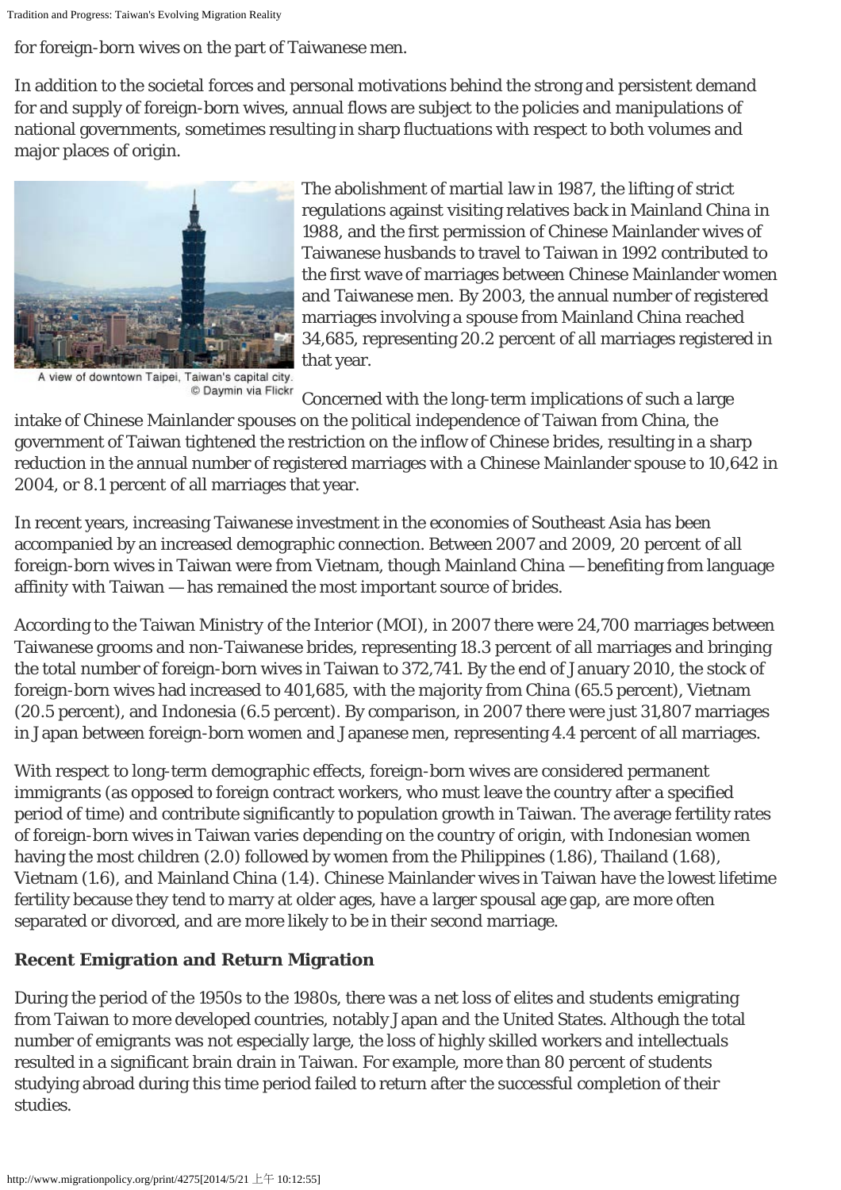for foreign-born wives on the part of Taiwanese men.

In addition to the societal forces and personal motivations behind the strong and persistent demand for and supply of foreign-born wives, annual flows are subject to the policies and manipulations of national governments, sometimes resulting in sharp fluctuations with respect to both volumes and major places of origin.

A view of downtown Taipei, Taiwan's capital city. © Daymin via Flickr

The abolishment of martial law in 1987, the lifting of strict regulations against visiting relatives back in Mainland China in 1988, and the first permission of Chinese Mainlander wives of Taiwanese husbands to travel to Taiwan in 1992 contributed to the first wave of marriages between Chinese Mainlander women and Taiwanese men. By 2003, the annual number of registered marriages involving a spouse from Mainland China reached 34,685, representing 20.2 percent of all marriages registered in that year.

Concerned with the long-term implications of such a large intake of Chinese Mainlander spouses on the political independence of Taiwan from China, the government of Taiwan tightened the restriction on the inflow of Chinese brides, resulting in a sharp reduction in the annual number of registered marriages with a Chinese Mainlander spouse to 10,642 in 2004, or 8.1 percent of all marriages that year.

In recent years, increasing Taiwanese investment in the economies of Southeast Asia has been accompanied by an increased demographic connection. Between 2007 and 2009, 20 percent of all foreign-born wives in Taiwan were from Vietnam, though Mainland China — benefiting from language affinity with Taiwan — has remained the most important source of brides.

According to the Taiwan Ministry of the Interior (MOI), in 2007 there were 24,700 marriages between Taiwanese grooms and non-Taiwanese brides, representing 18.3 percent of all marriages and bringing the total number of foreign-born wives in Taiwan to 372,741. By the end of January 2010, the stock of foreign-born wives had increased to 401,685, with the majority from China (65.5 percent), Vietnam (20.5 percent), and Indonesia (6.5 percent). By comparison, in 2007 there were just 31,807 marriages in Japan between foreign-born women and Japanese men, representing 4.4 percent of all marriages.

With respect to long-term demographic effects, foreign-born wives are considered permanent immigrants (as opposed to foreign contract workers, who must leave the country after a specified period of time) and contribute significantly to population growth in Taiwan. The average fertility rates of foreign-born wives in Taiwan varies depending on the country of origin, with Indonesian women having the most children (2.0) followed by women from the Philippines (1.86), Thailand (1.68), Vietnam (1.6), and Mainland China (1.4). Chinese Mainlander wives in Taiwan have the lowest lifetime fertility because they tend to marry at older ages, have a larger spousal age gap, are more often separated or divorced, and are more likely to be in their second marriage.

**Recent Emigration and Return Migration**

During the period of the 1950s to the 1980s, there was a net loss of elites and students emigrating from Taiwan to more developed countries, notably Japan and the United States. Although the total number of emigrants was not especially large, the loss of highly skilled workers and intellectuals resulted in a significant brain drain in Taiwan. For example, more than 80 percent of students studying abroad during this time period failed to return after the successful completion of their studies.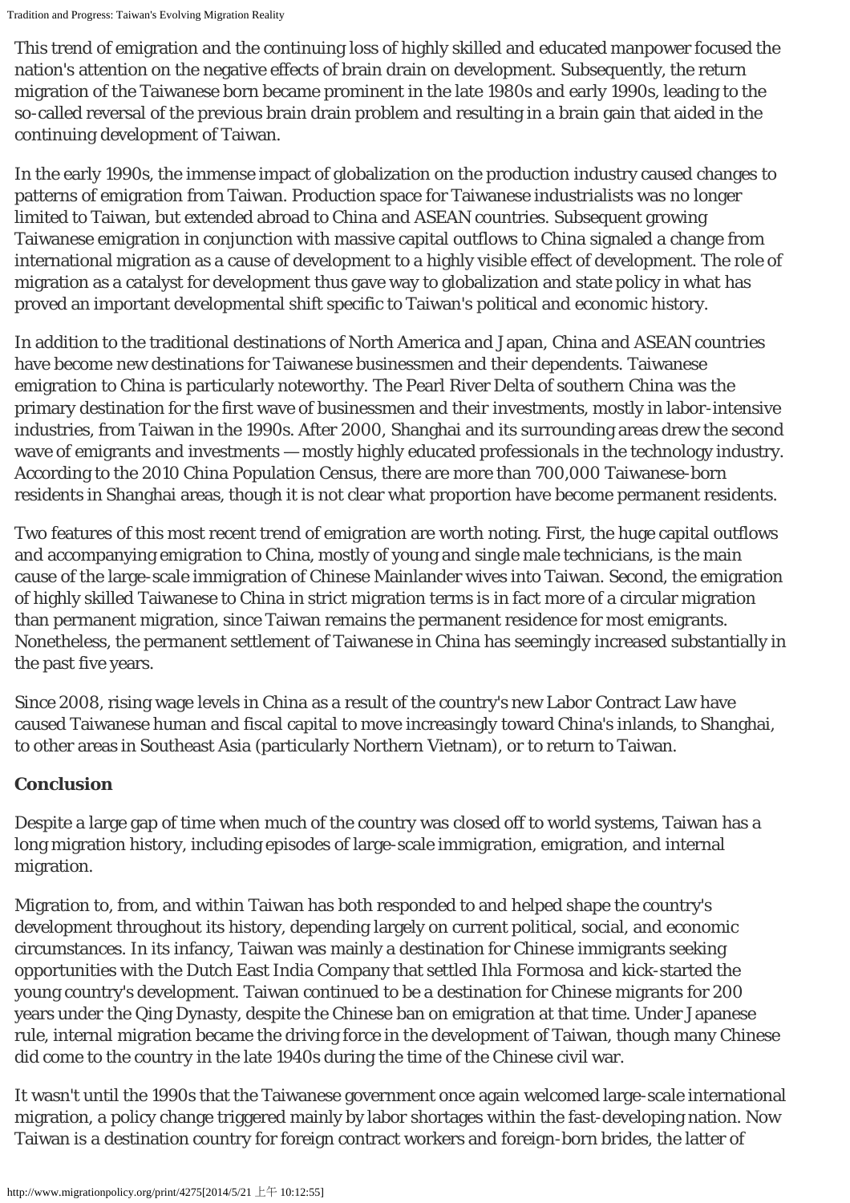This trend of emigration and the continuing loss of highly skilled and educated manpower focused the nation's attention on the negative effects of brain drain on development. Subsequently, the return migration of the Taiwanese born became prominent in the late 1980s and early 1990s, leading to the so-called reversal of the previous brain drain problem and resulting in a brain gain that aided in the continuing development of Taiwan.

In the early 1990s, the immense impact of globalization on the production industry caused changes to patterns of emigration from Taiwan. Production space for Taiwanese industrialists was no longer limited to Taiwan, but extended abroad to China and ASEAN countries. Subsequent growing Taiwanese emigration in conjunction with massive capital outflows to China signaled a change from international migration as a cause of development to a highly visible effect of development. The role of migration as a catalyst for development thus gave way to globalization and state policy in what has proved an important developmental shift specific to Taiwan's political and economic history.

In addition to the traditional destinations of North America and Japan, China and ASEAN countries have become new destinations for Taiwanese businessmen and their dependents. Taiwanese emigration to China is particularly noteworthy. The Pearl River Delta of southern China was the primary destination for the first wave of businessmen and their investments, mostly in labor-intensive industries, from Taiwan in the 1990s. After 2000, Shanghai and its surrounding areas drew the second wave of emigrants and investments — mostly highly educated professionals in the technology industry. According to the 2010 China Population Census, there are more than 700,000 Taiwanese-born residents in Shanghai areas, though it is not clear what proportion have become permanent residents.

Two features of this most recent trend of emigration are worth noting. First, the huge capital outflows and accompanying emigration to China, mostly of young and single male technicians, is the main cause of the large-scale immigration of Chinese Mainlander wives into Taiwan. Second, the emigration of highly skilled Taiwanese to China in strict migration terms is in fact more of a circular migration than permanent migration, since Taiwan remains the permanent residence for most emigrants. Nonetheless, the permanent settlement of Taiwanese in China has seemingly increased substantially in the past five years.

Since 2008, rising wage levels in China as a result of the country's new Labor Contract Law have caused Taiwanese human and fiscal capital to move increasingly toward China's inlands, to Shanghai, to other areas in Southeast Asia (particularly Northern Vietnam), or to return to Taiwan.

**Conclusion**

Despite a large gap of time when much of the country was closed off to world systems, Taiwan has a long migration history, including episodes of large-scale immigration, emigration, and internal migration.

Migration to, from, and within Taiwan has both responded to and helped shape the country's development throughout its history, depending largely on current political, social, and economic circumstances. In its infancy, Taiwan was mainly a destination for Chinese immigrants seeking opportunities with the Dutch East India Company that settled Ihla Formosa and kick-started the young country's development. Taiwan continued to be a destination for Chinese migrants for 200 years under the Qing Dynasty, despite the Chinese ban on emigration at that time. Under Japanese rule, internal migration became the driving force in the development of Taiwan, though many Chinese did come to the country in the late 1940s during the time of the Chinese civil war.

It wasn't until the 1990s that the Taiwanese government once again welcomed large-scale international migration, a policy change triggered mainly by labor shortages within the fast-developing nation. Now Taiwan is a destination country for foreign contract workers and foreign-born brides, the latter of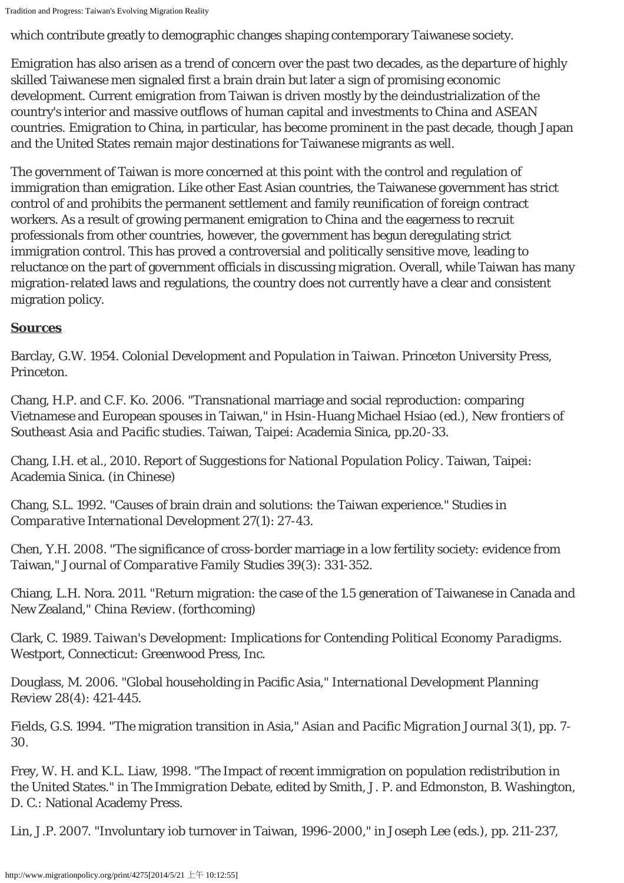which contribute greatly to demographic changes shaping contemporary Taiwanese society.

Emigration has also arisen as a trend of concern over the past two decades, as the departure of highly skilled Taiwanese men signaled first a brain drain but later a sign of promising economic development. Current emigration from Taiwan is driven mostly by the deindustrialization of the country's interior and massive outflows of human capital and investments to China and ASEAN countries. Emigration to China, in particular, has become prominent in the past decade, though Japan and the United States remain major destinations for Taiwanese migrants as well.

The government of Taiwan is more concerned at this point with the control and regulation of immigration than emigration. Like other East Asian countries, the Taiwanese government has strict control of and prohibits the permanent settlement and family reunification of foreign contract workers. As a result of growing permanent emigration to China and the eagerness to recruit professionals from other countries, however, the government has begun deregulating strict immigration control. This has proved a controversial and politically sensitive move, leading to reluctance on the part of government officials in discussing migration. Overall, while Taiwan has many migration-related laws and regulations, the country does not currently have a clear and consistent migration policy.

**Sources**

Barclay, G.W. 1954. *Colonial Development and Population in Taiwan*. Princeton University Press, Princeton.

Chang, H.P. and C.F. Ko. 2006. "Transnational marriage and social reproduction: comparing Vietnamese and European spouses in Taiwan," in Hsin-Huang Michael Hsiao (ed.), *New frontiers of Southeast Asia and Pacific studies*. Taiwan, Taipei: Academia Sinica, pp.20-33.

Chang, I.H. et al., 2010. *Report of Suggestions for National Population Policy*. Taiwan, Taipei: Academia Sinica. (in Chinese)

Chang, S.L. 1992. "Causes of brain drain and solutions: the Taiwan experience." *Studies in Comparative International Development* 27(1): 27-43.

Chen, Y.H. 2008. "The significance of cross-border marriage in a low fertility society: evidence from Taiwan," *Journal of Comparative Family Studies* 39(3): 331-352.

Chiang, L.H. Nora. 2011. "Return migration: the case of the 1.5 generation of Taiwanese in Canada and New Zealand," *China Review*. (forthcoming)

Clark, C. 1989. *Taiwan's Development: Implications for Contending Political Economy Paradigms*. Westport, Connecticut: Greenwood Press, Inc.

Douglass, M. 2006. "Global householding in Pacific Asia," *International Development Planning Review* 28(4): 421-445.

Fields, G.S. 1994. "The migration transition in Asia," *Asian and Pacific Migration Journal* 3(1), pp. 7-30.

Frey, W. H. and K.L. Liaw, 1998. "The Impact of recent immigration on population redistribution in the United States." in *The Immigration Debate*, edited by Smith, J. P. and Edmonston, B. Washington, D. C.: National Academy Press.

Lin, J.P. 2007. "Involuntary iob turnover in Taiwan, 1996-2000," in Joseph Lee (eds.), pp. 211-237,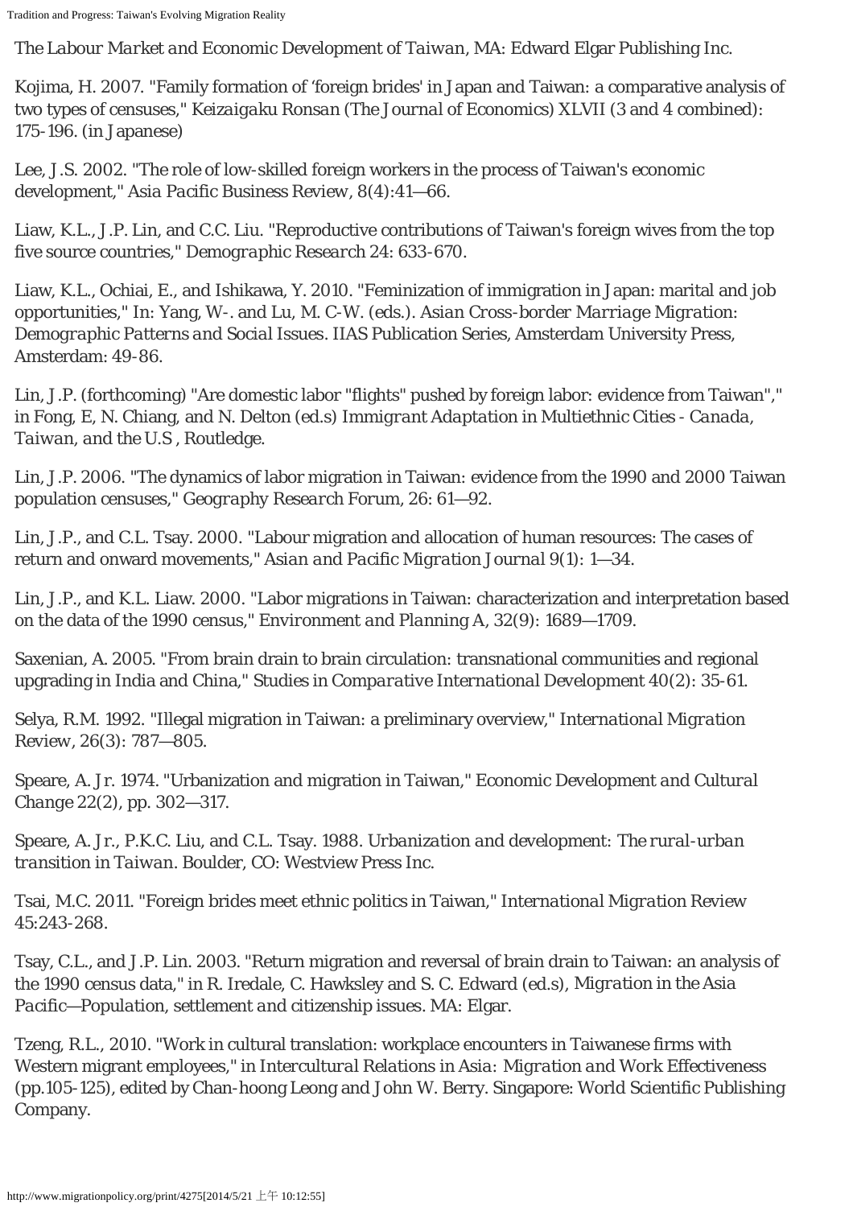*The Labour Market and Economic Development of Taiwan*, MA: Edward Elgar Publishing Inc.

Kojima, H. 2007. "Family formation of 'foreign brides' in Japan and Taiwan: a comparative analysis of two types of censuses," *Keizaigaku Ronsan (The Journal of Economics)* XLVII (3 and 4 combined): 175-196. (in Japanese)

Lee, J.S. 2002. "The role of low-skilled foreign workers in the process of Taiwan's economic development," *Asia Pacific Business Review*, 8(4):41—66.

Liaw, K.L., J.P. Lin, and C.C. Liu. "Reproductive contributions of Taiwan's foreign wives from the top five source countries," *Demographic Research* 24: 633-670.

Liaw, K.L., Ochiai, E., and Ishikawa, Y. 2010. "Feminization of immigration in Japan: marital and job opportunities," In: Yang, W-. and Lu, M. C-W. (eds.). *Asian Cross-border Marriage Migration: Demographic Patterns and Social Issues*. IIAS Publication Series, Amsterdam University Press, Amsterdam: 49-86.

Lin, J.P. (forthcoming) "Are domestic labor "flights" pushed by foreign labor: evidence from Taiwan"," in Fong, E, N. Chiang, and N. Delton (ed.s) *Immigrant Adaptation in Multiethnic Cities - Canada, Taiwan, and the U.S*, Routledge.

Lin, J.P. 2006. "The dynamics of labor migration in Taiwan: evidence from the 1990 and 2000 Taiwan population censuses," *Geography Research Forum*, 26: 61—92.

Lin, J.P., and C.L. Tsay. 2000. "Labour migration and allocation of human resources: The cases of return and onward movements," *Asian and Pacific Migration Journal* 9(1): 1—34.

Lin, J.P., and K.L. Liaw. 2000. "Labor migrations in Taiwan: characterization and interpretation based on the data of the 1990 census," *Environment and Planning A*, 32(9): 1689—1709.

Saxenian, A. 2005. "From brain drain to brain circulation: transnational communities and regional upgrading in India and China," *Studies in Comparative International Development* 40(2): 35-61.

Selya, R.M. 1992. "Illegal migration in Taiwan: a preliminary overview," *International Migration Review*, 26(3): 787—805.

Speare, A. Jr. 1974. "Urbanization and migration in Taiwan," *Economic Development and Cultural Change* 22(2), pp. 302—317.

Speare, A. Jr., P.K.C. Liu, and C.L. Tsay. 1988. *Urbanization and development: The rural-urban transition in Taiwan*. Boulder, CO: Westview Press Inc.

Tsai, M.C. 2011. "Foreign brides meet ethnic politics in Taiwan," *International Migration Review* 45:243-268.

Tsay, C.L., and J.P. Lin. 2003. "Return migration and reversal of brain drain to Taiwan: an analysis of the 1990 census data," in R. Iredale, C. Hawksley and S. C. Edward (ed.s), *Migration in the Asia Pacific—Population, settlement and citizenship issues*. MA: Elgar.

Tzeng, R.L., 2010. "Work in cultural translation: workplace encounters in Taiwanese firms with Western migrant employees," in *Intercultural Relations in Asia: Migration and Work Effectiveness* (pp.105-125), edited by Chan-hoong Leong and John W. Berry. Singapore: World Scientific Publishing Company.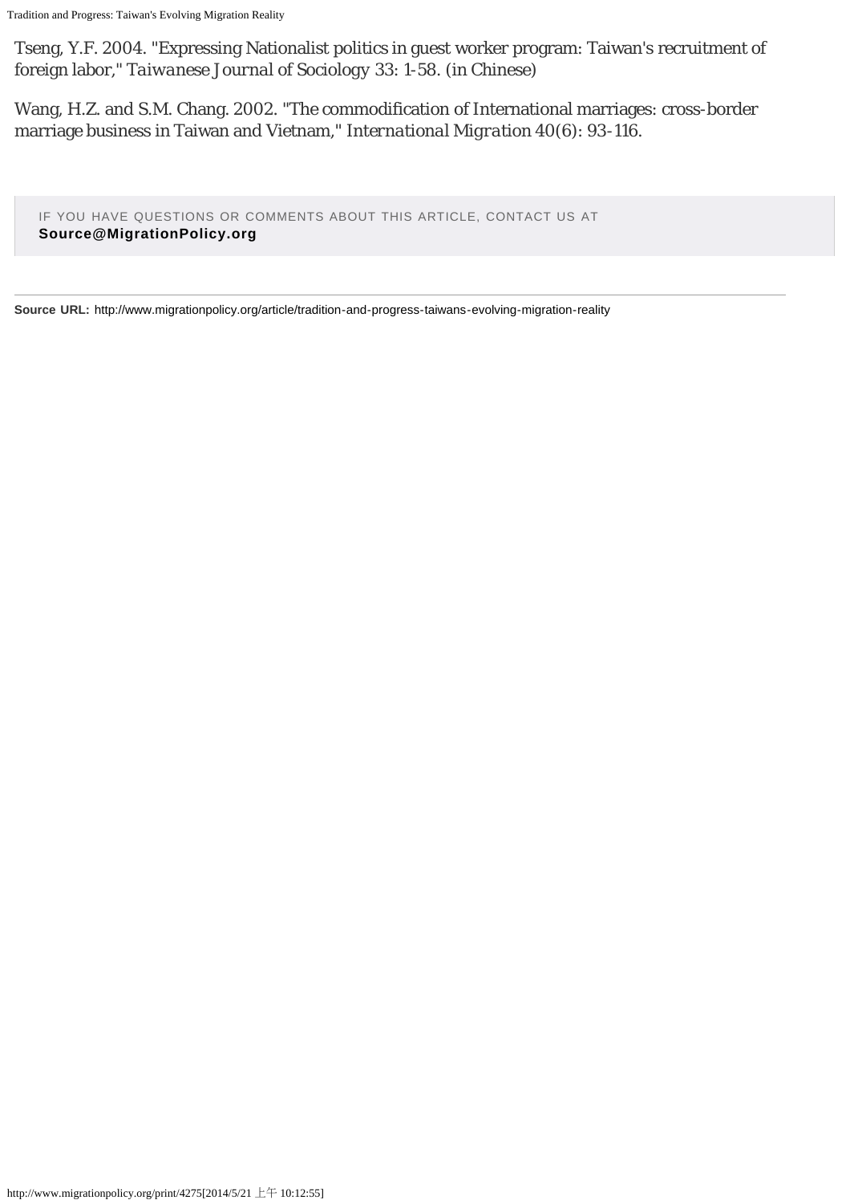Tseng, Y.F. 2004. "Expressing Nationalist politics in guest worker program: Taiwan's recruitment of foreign labor," *Taiwanese Journal of Sociology* 33: 1-58. (in Chinese)

Wang, H.Z. and S.M. Chang. 2002. "The commodification of International marriages: cross-border marriage business in Taiwan and Vietnam," *International Migration* 40(6): 93-116.

IF YOU HAVE QUESTIONS OR COMMENTS ABOUT THIS ARTICLE, CONTACT US AT **Source@MigrationPolicy.org**

**Source URL:** http://www.migrationpolicy.org/article/tradition-and-progress-taiwans-evolving-migration-reality